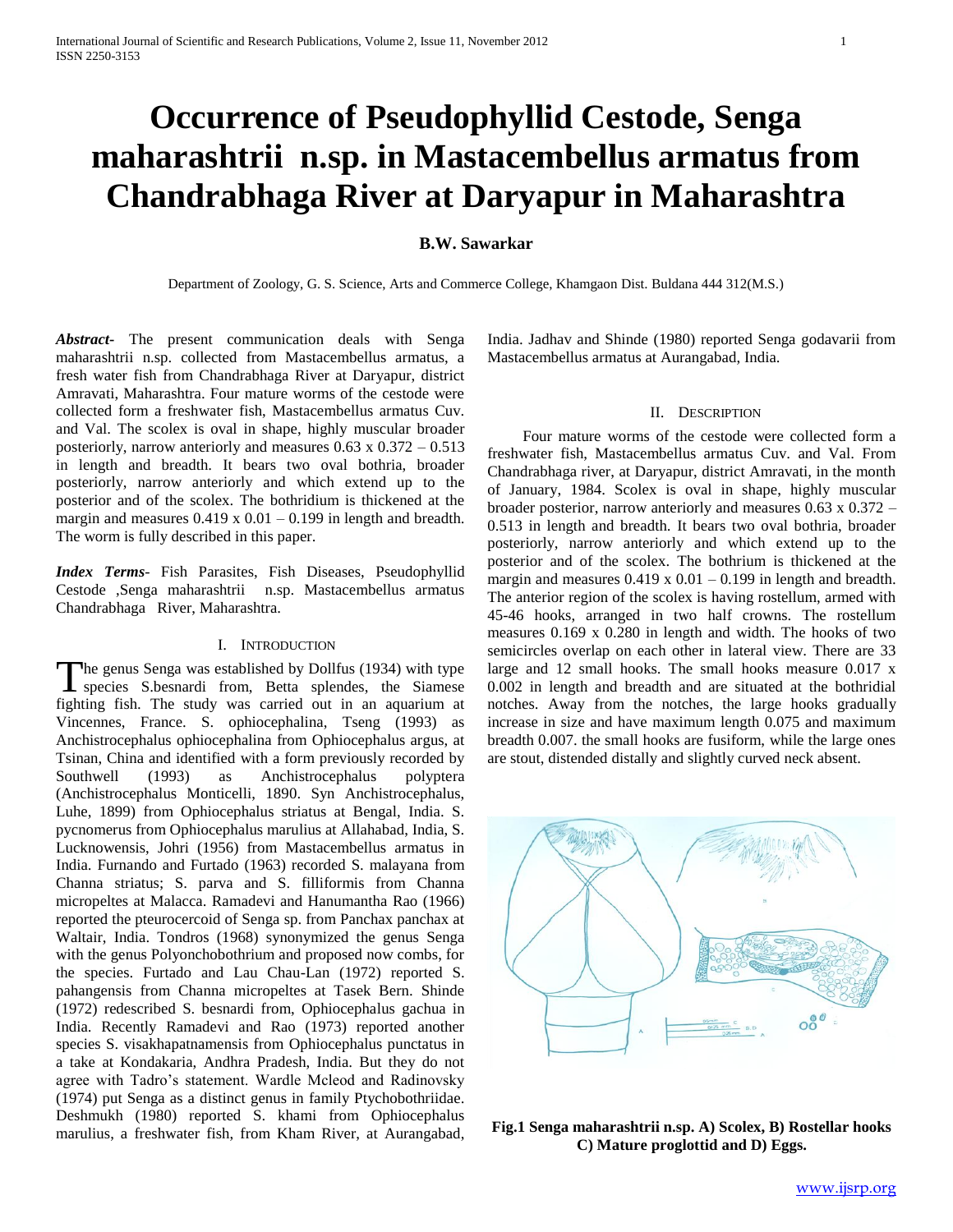# Occurrence of Pseudophyllid Cestode, Senga maharashtrii n.sp. in Mastacembellus armatus from Chandrabhaga River at Daryapur in Maharashtra

**B.W. Sawarkar**

Department of Zoology, G. S. Science, Arts and Commerce College, Khamgaon Dist. Buldana 444 312(M.S.)

***Abstract*-** The present communication deals with Senga maharashtrii n.sp. collected from Mastacembellus armatus, a fresh water fish from Chandrabhaga River at Daryapur, district Amravati, Maharashtra. Four mature worms of the cestode were collected form a freshwater fish, Mastacembellus armatus Cuv. and Val. The scolex is oval in shape, highly muscular broader posteriorly, narrow anteriorly and measures 0.63 x 0.372 – 0.513 in length and breadth. It bears two oval bothria, broader posteriorly, narrow anteriorly and which extend up to the posterior and of the scolex. The bothridium is thickened at the margin and measures 0.419 x 0.01 – 0.199 in length and breadth. The worm is fully described in this paper.

***Index Terms*-** Fish Parasites, Fish Diseases, Pseudophyllid Cestode ,Senga maharashtrii n.sp. Mastacembellus armatus Chandrabhaga River, Maharashtra.

## I. Introduction

The genus Senga was established by Dollfus (1934) with type species S.besnardi from, Betta splendes, the Siamese fighting fish. The study was carried out in an aquarium at Vincennes, France. S. ophiocephalina, Tseng (1993) as Anchistrocephalus ophiocephalina from Ophiocephalus argus, at Tsinan, China and identified with a form previously recorded by Southwell (1993) as Anchistrocephalus polyptera (Anchistrocephalus Monticelli, 1890. Syn Anchistrocephalus, Luhe, 1899) from Ophiocephalus striatus at Bengal, India. S. pycnomerus from Ophiocephalus marulius at Allahabad, India, S. Lucknowensis, Johri (1956) from Mastacembellus armatus in India. Furnando and Furtado (1963) recorded S. malayana from Channa striatus; S. parva and S. filliformis from Channa micropeltes at Malacca. Ramadevi and Hanumantha Rao (1966) reported the pteurocercoid of Senga sp. from Panchax panchax at Waltair, India. Tondros (1968) synonymized the genus Senga with the genus Polyonchobothrium and proposed now combs, for the species. Furtado and Lau Chau-Lan (1972) reported S. pahangensis from Channa micropeltes at Tasek Bern. Shinde (1972) redescribed S. besnardi from, Ophiocephalus gachua in India. Recently Ramadevi and Rao (1973) reported another species S. visakhapatnamensis from Ophiocephalus punctatus in a take at Kondakaria, Andhra Pradesh, India. But they do not agree with Tadro's statement. Wardle Mcleod and Radinovsky (1974) put Senga as a distinct genus in family Ptychobothriidae. Deshmukh (1980) reported S. khami from Ophiocephalus marulius, a freshwater fish, from Kham River, at Aurangabad, India. Jadhav and Shinde (1980) reported Senga godavarii from Mastacembellus armatus at Aurangabad, India.

## II. Description

Four mature worms of the cestode were collected form a freshwater fish, Mastacembellus armatus Cuv. and Val. From Chandrabhaga river, at Daryapur, district Amravati, in the month of January, 1984. Scolex is oval in shape, highly muscular broader posterior, narrow anteriorly and measures 0.63 x 0.372 – 0.513 in length and breadth. It bears two oval bothria, broader posteriorly, narrow anteriorly and which extend up to the posterior and of the scolex. The bothrium is thickened at the margin and measures 0.419 x 0.01 – 0.199 in length and breadth. The anterior region of the scolex is having rostellum, armed with 45-46 hooks, arranged in two half crowns. The rostellum measures 0.169 x 0.280 in length and width. The hooks of two semicircles overlap on each other in lateral view. There are 33 large and 12 small hooks. The small hooks measure 0.017 x 0.002 in length and breadth and are situated at the bothridial notches. Away from the notches, the large hooks gradually increase in size and have maximum length 0.075 and maximum breadth 0.007. the small hooks are fusiform, while the large ones are stout, distended distally and slightly curved neck absent.

**Fig.1 Senga maharashtrii n.sp. A) Scolex, B) Rostellar hooks C) Mature proglottid and D) Eggs.**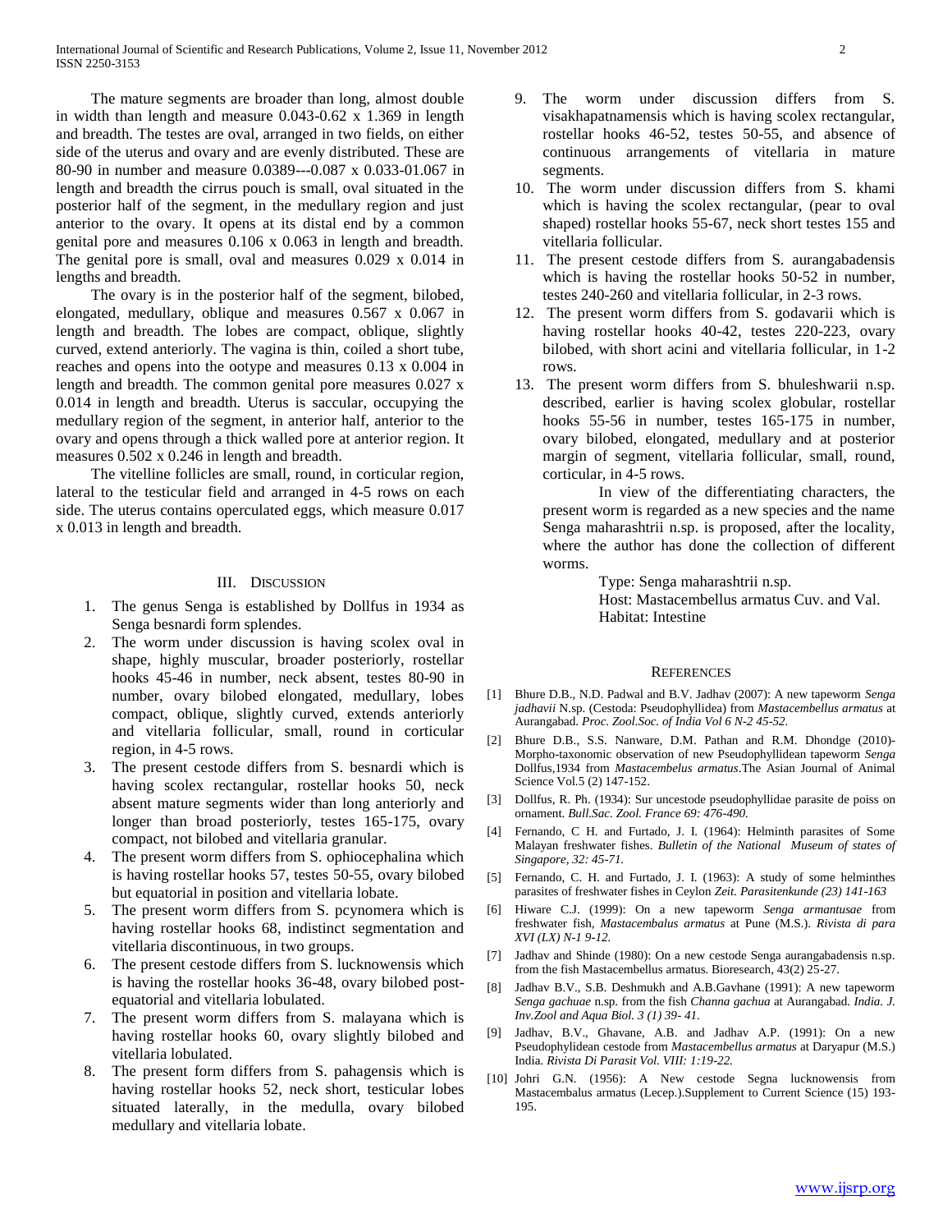The mature segments are broader than long, almost double in width than length and measure 0.043-0.62 x 1.369 in length and breadth. The testes are oval, arranged in two fields, on either side of the uterus and ovary and are evenly distributed. These are 80-90 in number and measure 0.0389---0.087 x 0.033-01.067 in length and breadth the cirrus pouch is small, oval situated in the posterior half of the segment, in the medullary region and just anterior to the ovary. It opens at its distal end by a common genital pore and measures 0.106 x 0.063 in length and breadth. The genital pore is small, oval and measures 0.029 x 0.014 in lengths and breadth.

The ovary is in the posterior half of the segment, bilobed, elongated, medullary, oblique and measures 0.567 x 0.067 in length and breadth. The lobes are compact, oblique, slightly curved, extend anteriorly. The vagina is thin, coiled a short tube, reaches and opens into the ootype and measures 0.13 x 0.004 in length and breadth. The common genital pore measures 0.027 x 0.014 in length and breadth. Uterus is saccular, occupying the medullary region of the segment, in anterior half, anterior to the ovary and opens through a thick walled pore at anterior region. It measures 0.502 x 0.246 in length and breadth.

The vitelline follicles are small, round, in corticular region, lateral to the testicular field and arranged in 4-5 rows on each side. The uterus contains operculated eggs, which measure 0.017 x 0.013 in length and breadth.

## III. Discussion

1. The genus Senga is established by Dollfus in 1934 as Senga besnardi form splendes.
2. The worm under discussion is having scolex oval in shape, highly muscular, broader posteriorly, rostellar hooks 45-46 in number, neck absent, testes 80-90 in number, ovary bilobed elongated, medullary, lobes compact, oblique, slightly curved, extends anteriorly and vitellaria follicular, small, round in corticular region, in 4-5 rows.
3. The present cestode differs from S. besnardi which is having scolex rectangular, rostellar hooks 50, neck absent mature segments wider than long anteriorly and longer than broad posteriorly, testes 165-175, ovary compact, not bilobed and vitellaria granular.
4. The present worm differs from S. ophiocephalina which is having rostellar hooks 57, testes 50-55, ovary bilobed but equatorial in position and vitellaria lobate.
5. The present worm differs from S. pcynomera which is having rostellar hooks 68, indistinct segmentation and vitellaria discontinuous, in two groups.
6. The present cestode differs from S. lucknowensis which is having the rostellar hooks 36-48, ovary bilobed post-equatorial and vitellaria lobulated.
7. The present worm differs from S. malayana which is having rostellar hooks 60, ovary slightly bilobed and vitellaria lobulated.
8. The present form differs from S. pahagensis which is having rostellar hooks 52, neck short, testicular lobes situated laterally, in the medulla, ovary bilobed medullary and vitellaria lobate.
9. The worm under discussion differs from S. visakhapatnamensis which is having scolex rectangular, rostellar hooks 46-52, testes 50-55, and absence of continuous arrangements of vitellaria in mature segments.
10. The worm under discussion differs from S. khami which is having the scolex rectangular, (pear to oval shaped) rostellar hooks 55-67, neck short testes 155 and vitellaria follicular.
11. The present cestode differs from S. aurangabadensis which is having the rostellar hooks 50-52 in number, testes 240-260 and vitellaria follicular, in 2-3 rows.
12. The present worm differs from S. godavarii which is having rostellar hooks 40-42, testes 220-223, ovary bilobed, with short acini and vitellaria follicular, in 1-2 rows.
13. The present worm differs from S. bhuleshwarii n.sp. described, earlier is having scolex globular, rostellar hooks 55-56 in number, testes 165-175 in number, ovary bilobed, elongated, medullary and at posterior margin of segment, vitellaria follicular, small, round, corticular, in 4-5 rows.

In view of the differentiating characters, the present worm is regarded as a new species and the name Senga maharashtrii n.sp. is proposed, after the locality, where the author has done the collection of different worms.

Type: Senga maharashtrii n.sp.
Host: Mastacembellus armatus Cuv. and Val.
Habitat: Intestine

## References

[1] Bhure D.B., N.D. Padwal and B.V. Jadhav (2007): A new tapeworm *Senga jadhavii* N.sp. (Cestoda: Pseudophyllidea) from *Mastacembellus armatus* at Aurangabad. *Proc. Zool.Soc. of India Vol 6 N-2 45-52.*

[2] Bhure D.B., S.S. Nanware, D.M. Pathan and R.M. Dhondge (2010)- Morpho-taxonomic observation of new Pseudophyllidean tapeworm *Senga* Dollfus,1934 from *Mastacembelus armatus*.The Asian Journal of Animal Science Vol.5 (2) 147-152.

[3] Dollfus, R. Ph. (1934): Sur uncestode pseudophyllidae parasite de poiss on ornament. *Bull.Sac. Zool. France 69: 476-490.*

[4] Fernando, C H. and Furtado, J. I. (1964): Helminth parasites of Some Malayan freshwater fishes. *Bulletin of the National Museum of states of Singapore, 32: 45-71.*

[5] Fernando, C. H. and Furtado, J. I. (1963): A study of some helminthes parasites of freshwater fishes in Ceylon *Zeit. Parasitenkunde (23) 141-163*

[6] Hiware C.J. (1999): On a new tapeworm *Senga armantusae* from freshwater fish, *Mastacembalus armatus* at Pune (M.S.). *Rivista di para XVI (LX) N-1 9-12.*

[7] Jadhav and Shinde (1980): On a new cestode Senga aurangabadensis n.sp. from the fish Mastacembellus armatus. Bioresearch, 43(2) 25-27.

[8] Jadhav B.V., S.B. Deshmukh and A.B.Gavhane (1991): A new tapeworm *Senga gachuae* n.sp. from the fish *Channa gachua* at Aurangabad. *India. J. Inv.Zool and Aqua Biol. 3 (1) 39- 41.*

[9] Jadhav, B.V., Ghavane, A.B. and Jadhav A.P. (1991): On a new Pseudophylidean cestode from *Mastacembellus armatus* at Daryapur (M.S.) India. *Rivista Di Parasit Vol. VIII: 1:19-22.*

[10] Johri G.N. (1956): A New cestode Segna lucknowensis from Mastacembalus armatus (Lecep.).Supplement to Current Science (15) 193-195.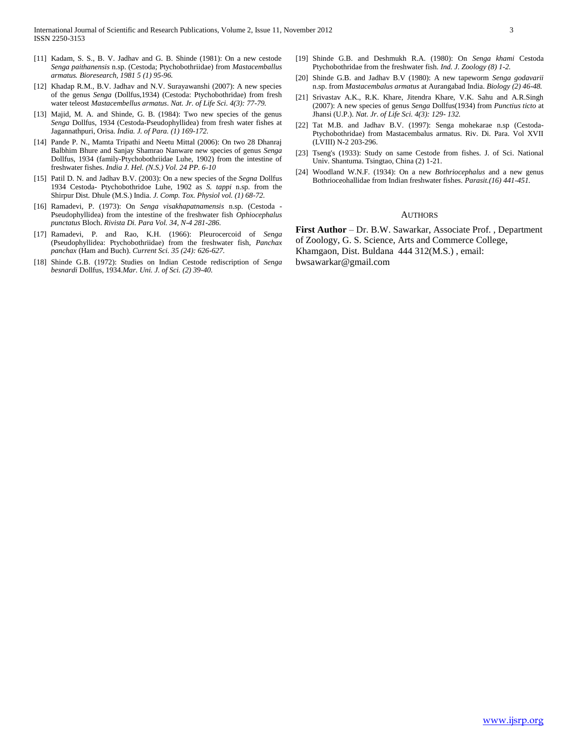[11] Kadam, S. S., B. V. Jadhav and G. B. Shinde (1981): On a new cestode *Senga paithanensis* n.sp. (Cestoda; Ptychobothriidae) from *Mastacemballus armatus. Bioresearch, 1981 5 (1) 95-96.*

[12] Khadap R.M., B.V. Jadhav and N.V. Surayawanshi (2007): A new species of the genus *Senga* (Dollfus,1934) (Cestoda: Ptychobothridae) from fresh water teleost *Mastacembellus armatus*. *Nat. Jr. of Life Sci. 4(3): 77-79.*

[13] Majid, M. A. and Shinde, G. B. (1984): Two new species of the genus *Senga* Dollfus, 1934 (Cestoda-Pseudophyllidea) from fresh water fishes at Jagannathpuri, Orisa. *India. J. of Para. (1) 169-172.*

[14] Pande P. N., Mamta Tripathi and Neetu Mittal (2006): On two 28 Dhanraj Balbhim Bhure and Sanjay Shamrao Nanware new species of genus *Senga* Dollfus, 1934 (family-Ptychobothriidae Luhe, 1902) from the intestine of freshwater fishes. *India J. Hel. (N.S.) Vol. 24 PP. 6-10*

[15] Patil D. N. and Jadhav B.V. (2003): On a new species of the *Segna* Dollfus 1934 Cestoda- Ptychobothridoe Luhe, 1902 as *S. tappi* n.sp. from the Shirpur Dist. Dhule (M.S.) India. *J. Comp. Tox. Physiol vol. (1) 68-72.*

[16] Ramadevi, P. (1973): On *Senga visakhapatnamensis* n.sp. (Cestoda - Pseudophyllidea) from the intestine of the freshwater fish *Ophiocephalus punctatus* Bloch. *Rivista Di. Para Vol. 34, N-4 281-286.*

[17] Ramadevi, P. and Rao, K.H. (1966): Pleurocercoid of *Senga* (Pseudophyllidea: Ptychobothriidae) from the freshwater fish, *Panchax panchax* (Ham and Buch). *Current Sci. 35 (24): 626-627.*

[18] Shinde G.B. (1972): Studies on Indian Cestode rediscription of *Senga besnardi* Dollfus, 1934.*Mar. Uni. J. of Sci. (2) 39-40.*

[19] Shinde G.B. and Deshmukh R.A. (1980): On *Senga khami* Cestoda Ptychobothridae from the freshwater fish. *Ind. J. Zoology (8) 1-2.*

[20] Shinde G.B. and Jadhav B.V (1980): A new tapeworm *Senga godavarii* n.sp. from *Mastacembalus armatus* at Aurangabad India. *Biology (2) 46-48.*

[21] Srivastav A.K., R.K. Khare, Jitendra Khare, V.K. Sahu and A.R.Singh (2007): A new species of genus *Senga* Dollfus(1934) from *Punctius ticto* at Jhansi (U.P.). *Nat. Jr. of Life Sci. 4(3): 129- 132.*

[22] Tat M.B. and Jadhav B.V. (1997): Senga mohekarae n.sp (Cestoda-Ptychobothridae) from Mastacembalus armatus. Riv. Di. Para. Vol XVII (LVIII) N-2 203-296.

[23] Tseng's (1933): Study on same Cestode from fishes. J. of Sci. National Univ. Shantuma. Tsingtao, China (2) 1-21.

[24] Woodland W.N.F. (1934): On a new *Bothriocephalus* and a new genus Bothrioceohallidae from Indian freshwater fishes. *Parasit.(16) 441-451.*

## AUTHORS

**First Author** – Dr. B.W. Sawarkar, Associate Prof. , Department of Zoology, G. S. Science, Arts and Commerce College, Khamgaon, Dist. Buldana 444 312(M.S.) , email: bwsawarkar@gmail.com